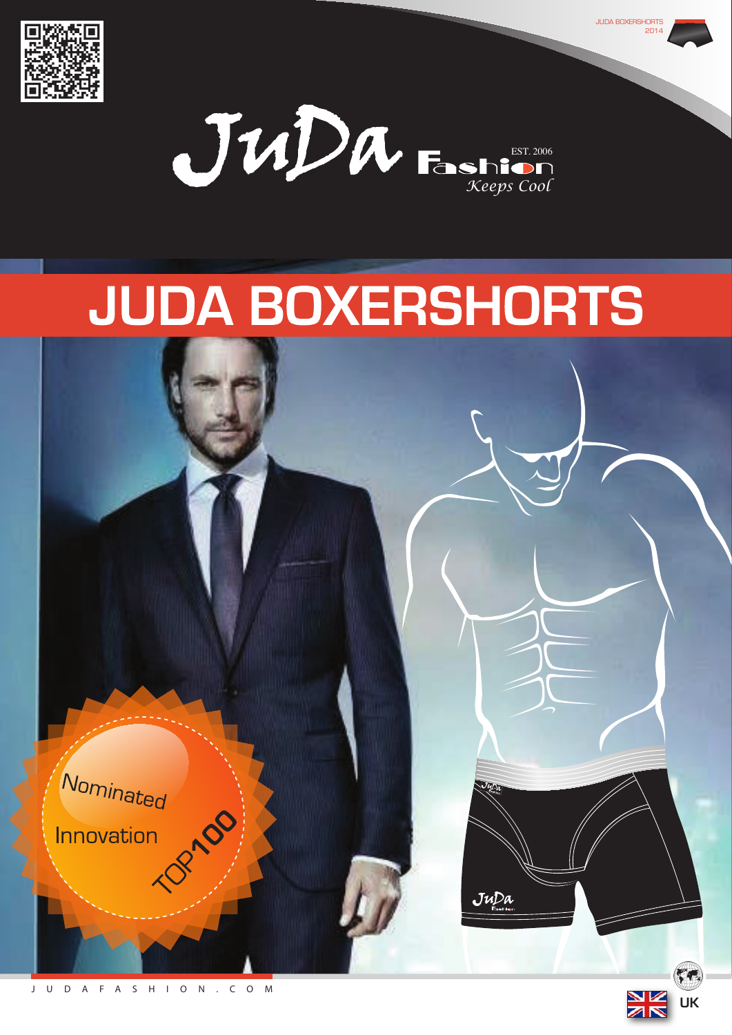JUDA BOXERSHORTS
2014

JuDa Fashion
EST. 2006
*Keeps Cool*

# JUDA BOXERSHORTS

Nominated
Innovation
TOP100

JUDAFASHION.COM

UK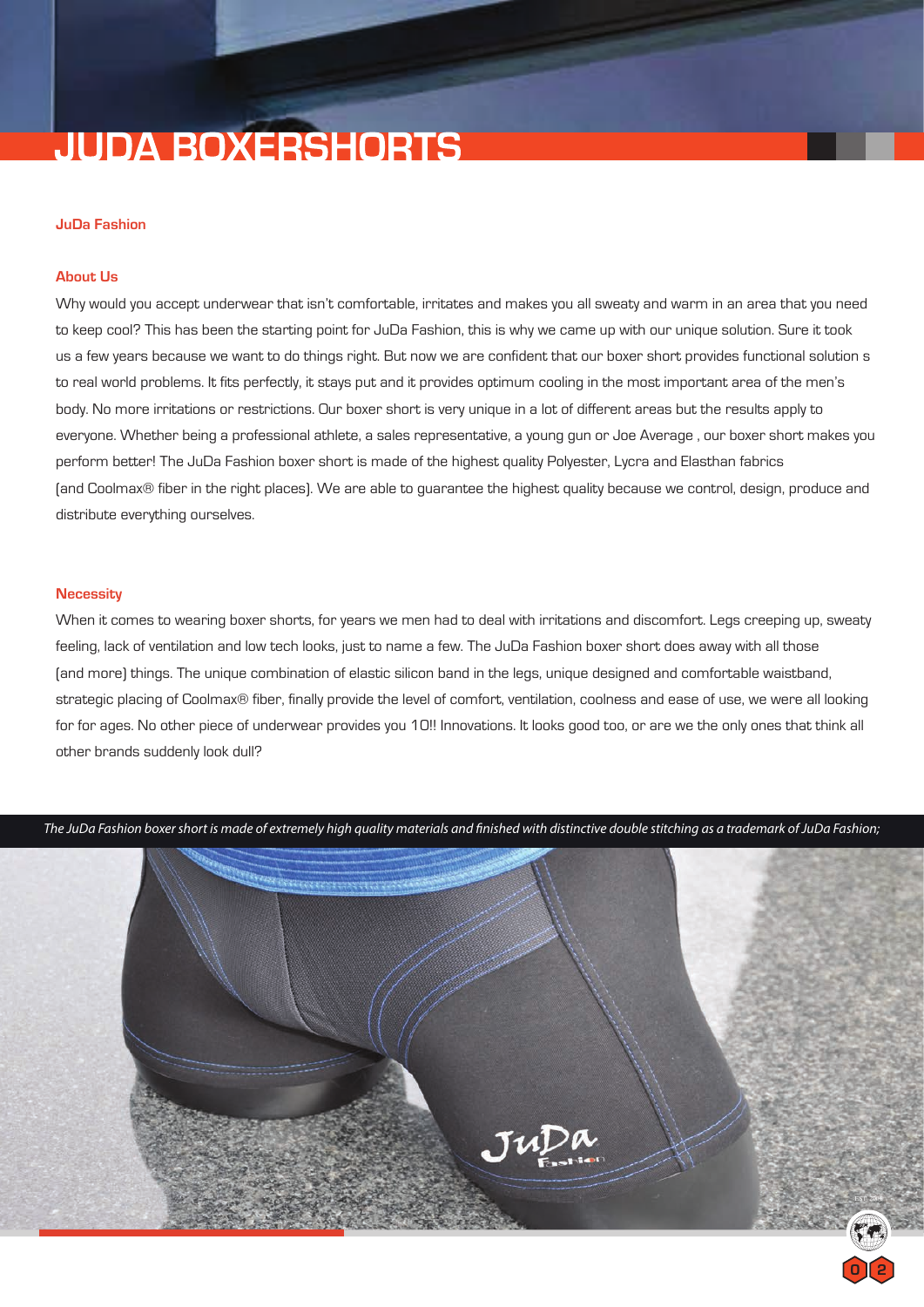# JUDA BOXERSHORTS

**JuDa Fashion**

**About Us**

Why would you accept underwear that isn't comfortable, irritates and makes you all sweaty and warm in an area that you need to keep cool? This has been the starting point for JuDa Fashion, this is why we came up with our unique solution. Sure it took us a few years because we want to do things right. But now we are confident that our boxer short provides functional solution s to real world problems. It fits perfectly, it stays put and it provides optimum cooling in the most important area of the men's body. No more irritations or restrictions. Our boxer short is very unique in a lot of different areas but the results apply to everyone. Whether being a professional athlete, a sales representative, a young gun or Joe Average , our boxer short makes you perform better! The JuDa Fashion boxer short is made of the highest quality Polyester, Lycra and Elasthan fabrics (and Coolmax® fiber in the right places). We are able to guarantee the highest quality because we control, design, produce and distribute everything ourselves.

**Necessity**

When it comes to wearing boxer shorts, for years we men had to deal with irritations and discomfort. Legs creeping up, sweaty feeling, lack of ventilation and low tech looks, just to name a few. The JuDa Fashion boxer short does away with all those (and more) things. The unique combination of elastic silicon band in the legs, unique designed and comfortable waistband, strategic placing of Coolmax® fiber, finally provide the level of comfort, ventilation, coolness and ease of use, we were all looking for for ages. No other piece of underwear provides you 10!! Innovations. It looks good too, or are we the only ones that think all other brands suddenly look dull?

*The JuDa Fashion boxer short is made of extremely high quality materials and finished with distinctive double stitching as a trademark of JuDa Fashion;*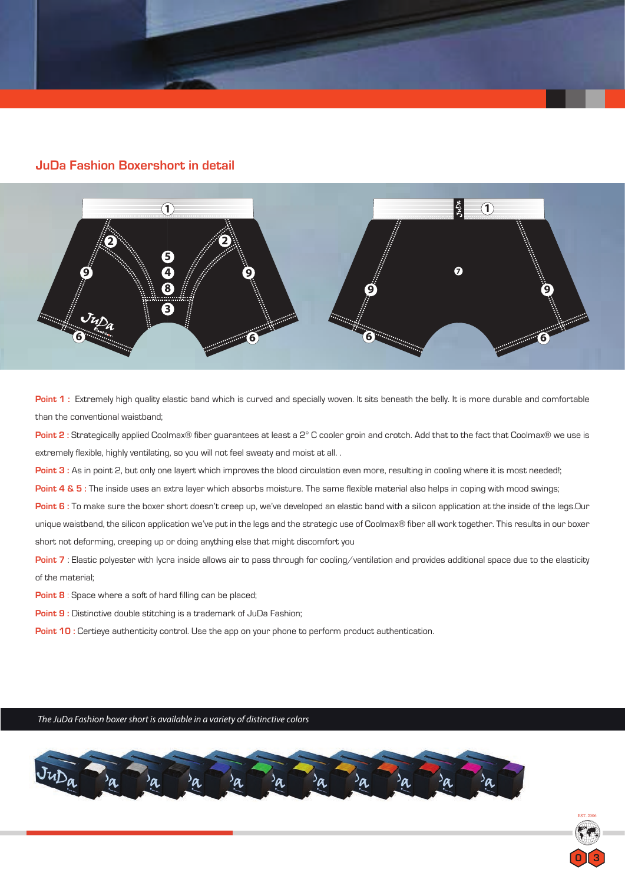## JuDa Fashion Boxershort in detail

**Point 1 :** Extremely high quality elastic band which is curved and specially woven. It sits beneath the belly. It is more durable and comfortable than the conventional waistband;

**Point 2 :** Strategically applied Coolmax® fiber guarantees at least a 2° C cooler groin and crotch. Add that to the fact that Coolmax® we use is extremely flexible, highly ventilating, so you will not feel sweaty and moist at all. .

**Point 3 :** As in point 2, but only one layert which improves the blood circulation even more, resulting in cooling where it is most needed!;

**Point 4 & 5 :** The inside uses an extra layer which absorbs moisture. The same flexible material also helps in coping with mood swings;

**Point 6 :** To make sure the boxer short doesn't creep up, we've developed an elastic band with a silicon application at the inside of the legs.Our unique waistband, the silicon application we've put in the legs and the strategic use of Coolmax® fiber all work together. This results in our boxer short not deforming, creeping up or doing anything else that might discomfort you

**Point 7** : Elastic polyester with lycra inside allows air to pass through for cooling/ventilation and provides additional space due to the elasticity of the material;

**Point 8** : Space where a soft of hard filling can be placed;

**Point 9 :** Distinctive double stitching is a trademark of JuDa Fashion;

**Point 10 :** Certieye authenticity control. Use the app on your phone to perform product authentication.

*The JuDa Fashion boxer short is available in a variety of distinctive colors*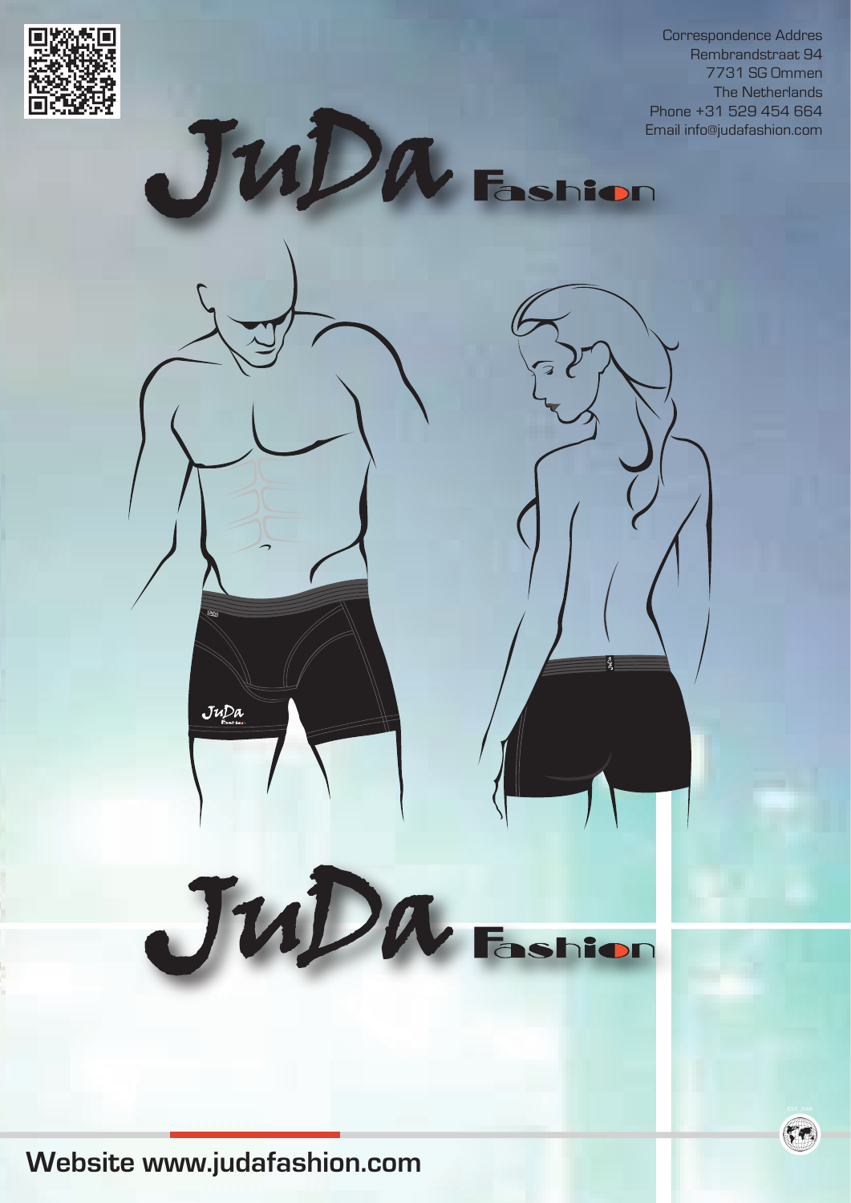Correspondence Addres
Rembrandstraat 94
7731 SG Ommen
The Netherlands
Phone +31 529 454 664
Email info@judafashion.com

# JuDa Fashion

# JuDa Fashion

**Website www.judafashion.com**